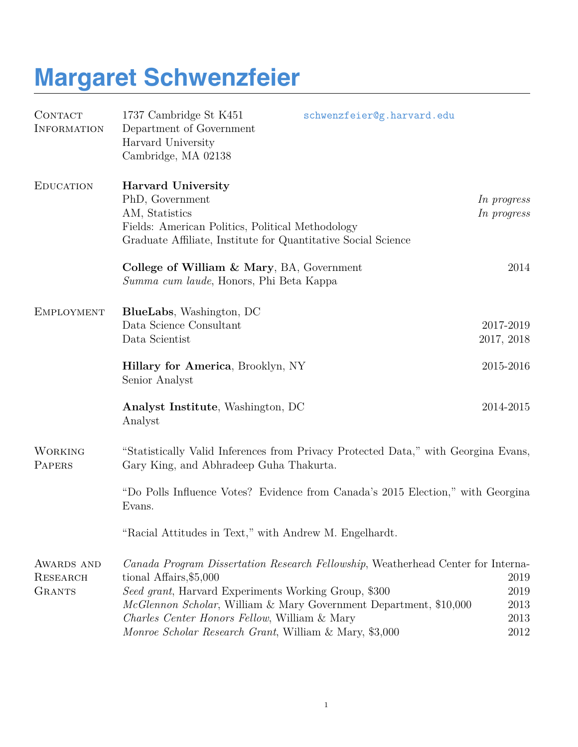# Margaret Schwenzfeier

## Contact Information

1737 Cambridge St K451
Department of Government
Harvard University
Cambridge, MA 02138

schwenzfeier@g.harvard.edu

## Education

**Harvard University**
PhD, Government — *In progress*
AM, Statistics — *In progress*
Fields: American Politics, Political Methodology
Graduate Affiliate, Institute for Quantitative Social Science

**College of William & Mary**, BA, Government — 2014
*Summa cum laude*, Honors, Phi Beta Kappa

## Employment

**BlueLabs**, Washington, DC
Data Science Consultant — 2017-2019
Data Scientist — 2017, 2018

**Hillary for America**, Brooklyn, NY — 2015-2016
Senior Analyst

**Analyst Institute**, Washington, DC — 2014-2015
Analyst

## Working Papers

"Statistically Valid Inferences from Privacy Protected Data," with Georgina Evans, Gary King, and Abhradeep Guha Thakurta.

"Do Polls Influence Votes? Evidence from Canada's 2015 Election," with Georgina Evans.

"Racial Attitudes in Text," with Andrew M. Engelhardt.

## Awards and Research Grants

*Canada Program Dissertation Research Fellowship*, Weatherhead Center for International Affairs,$5,000 — 2019
*Seed grant*, Harvard Experiments Working Group, $300 — 2019
*McGlennon Scholar*, William & Mary Government Department, $10,000 — 2013
*Charles Center Honors Fellow*, William & Mary — 2013
*Monroe Scholar Research Grant*, William & Mary, $3,000 — 2012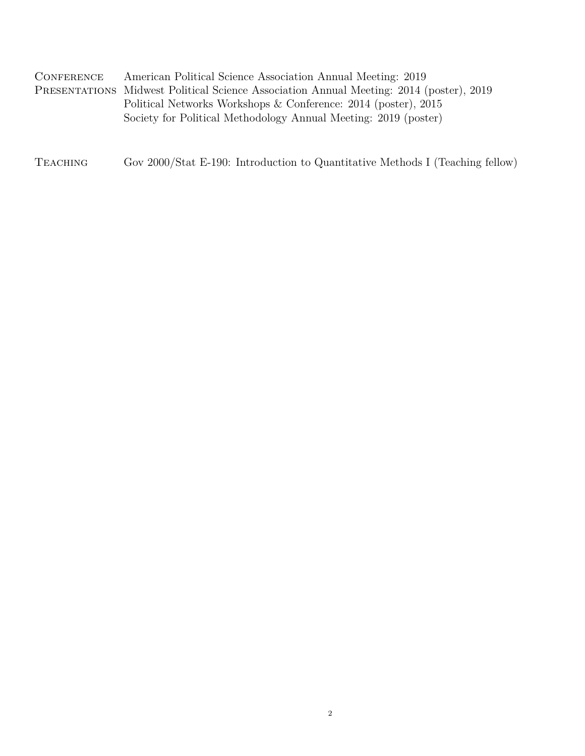## Conference Presentations

American Political Science Association Annual Meeting: 2019
Midwest Political Science Association Annual Meeting: 2014 (poster), 2019
Political Networks Workshops & Conference: 2014 (poster), 2015
Society for Political Methodology Annual Meeting: 2019 (poster)

## Teaching

Gov 2000/Stat E-190: Introduction to Quantitative Methods I (Teaching fellow)